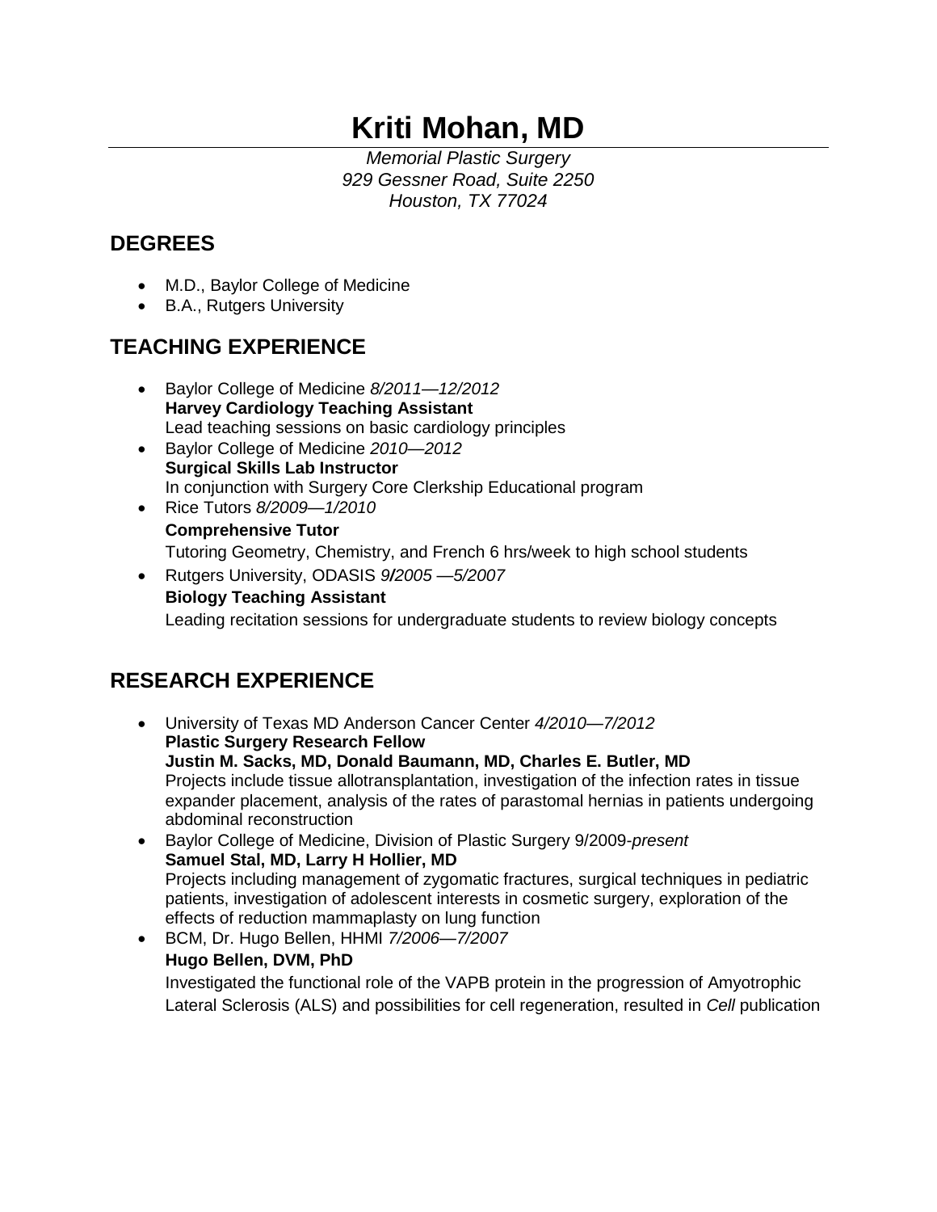# Kriti Mohan, MD

*Memorial Plastic Surgery*
*929 Gessner Road, Suite 2250*
*Houston, TX 77024*

## DEGREES

- M.D., Baylor College of Medicine
- B.A., Rutgers University

## TEACHING EXPERIENCE

- Baylor College of Medicine *8/2011—12/2012*
  **Harvey Cardiology Teaching Assistant**
  Lead teaching sessions on basic cardiology principles
- Baylor College of Medicine *2010—2012*
  **Surgical Skills Lab Instructor**
  In conjunction with Surgery Core Clerkship Educational program
- Rice Tutors *8/2009—1/2010*
  **Comprehensive Tutor**
  Tutoring Geometry, Chemistry, and French 6 hrs/week to high school students
- Rutgers University, ODASIS *9/2005 —5/2007*
  **Biology Teaching Assistant**
  Leading recitation sessions for undergraduate students to review biology concepts

## RESEARCH EXPERIENCE

- University of Texas MD Anderson Cancer Center *4/2010—7/2012*
  **Plastic Surgery Research Fellow**
  **Justin M. Sacks, MD, Donald Baumann, MD, Charles E. Butler, MD**
  Projects include tissue allotransplantation, investigation of the infection rates in tissue expander placement, analysis of the rates of parastomal hernias in patients undergoing abdominal reconstruction
- Baylor College of Medicine, Division of Plastic Surgery 9/2009-*present*
  **Samuel Stal, MD, Larry H Hollier, MD**
  Projects including management of zygomatic fractures, surgical techniques in pediatric patients, investigation of adolescent interests in cosmetic surgery, exploration of the effects of reduction mammaplasty on lung function
- BCM, Dr. Hugo Bellen, HHMI *7/2006—7/2007*
  **Hugo Bellen, DVM, PhD**
  Investigated the functional role of the VAPB protein in the progression of Amyotrophic Lateral Sclerosis (ALS) and possibilities for cell regeneration, resulted in *Cell* publication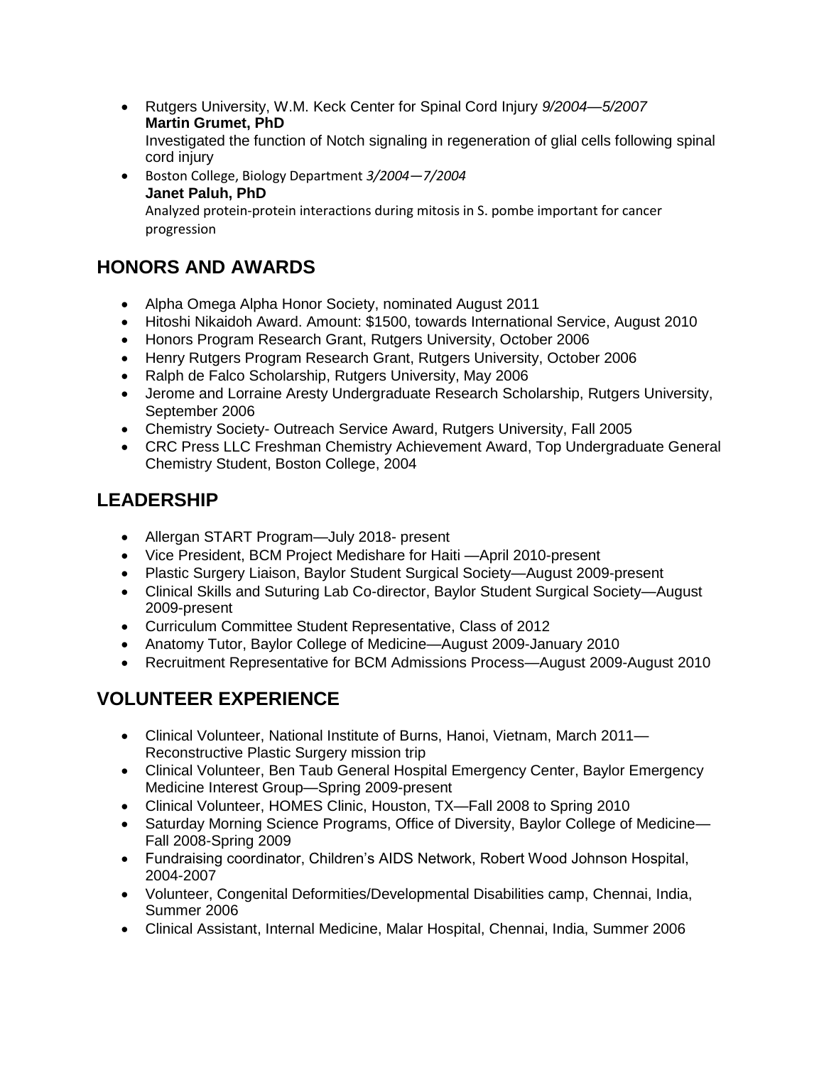- Rutgers University, W.M. Keck Center for Spinal Cord Injury *9/2004—5/2007*
  **Martin Grumet, PhD**
  Investigated the function of Notch signaling in regeneration of glial cells following spinal cord injury
- Boston College, Biology Department *3/2004—7/2004*
  **Janet Paluh, PhD**
  Analyzed protein-protein interactions during mitosis in S. pombe important for cancer progression

## HONORS AND AWARDS

- Alpha Omega Alpha Honor Society, nominated August 2011
- Hitoshi Nikaidoh Award. Amount: $1500, towards International Service, August 2010
- Honors Program Research Grant, Rutgers University, October 2006
- Henry Rutgers Program Research Grant, Rutgers University, October 2006
- Ralph de Falco Scholarship, Rutgers University, May 2006
- Jerome and Lorraine Aresty Undergraduate Research Scholarship, Rutgers University, September 2006
- Chemistry Society- Outreach Service Award, Rutgers University, Fall 2005
- CRC Press LLC Freshman Chemistry Achievement Award, Top Undergraduate General Chemistry Student, Boston College, 2004

## LEADERSHIP

- Allergan START Program—July 2018- present
- Vice President, BCM Project Medishare for Haiti —April 2010-present
- Plastic Surgery Liaison, Baylor Student Surgical Society—August 2009-present
- Clinical Skills and Suturing Lab Co-director, Baylor Student Surgical Society—August 2009-present
- Curriculum Committee Student Representative, Class of 2012
- Anatomy Tutor, Baylor College of Medicine—August 2009-January 2010
- Recruitment Representative for BCM Admissions Process—August 2009-August 2010

## VOLUNTEER EXPERIENCE

- Clinical Volunteer, National Institute of Burns, Hanoi, Vietnam, March 2011—Reconstructive Plastic Surgery mission trip
- Clinical Volunteer, Ben Taub General Hospital Emergency Center, Baylor Emergency Medicine Interest Group—Spring 2009-present
- Clinical Volunteer, HOMES Clinic, Houston, TX—Fall 2008 to Spring 2010
- Saturday Morning Science Programs, Office of Diversity, Baylor College of Medicine—Fall 2008-Spring 2009
- Fundraising coordinator, Children's AIDS Network, Robert Wood Johnson Hospital, 2004-2007
- Volunteer, Congenital Deformities/Developmental Disabilities camp, Chennai, India, Summer 2006
- Clinical Assistant, Internal Medicine, Malar Hospital, Chennai, India, Summer 2006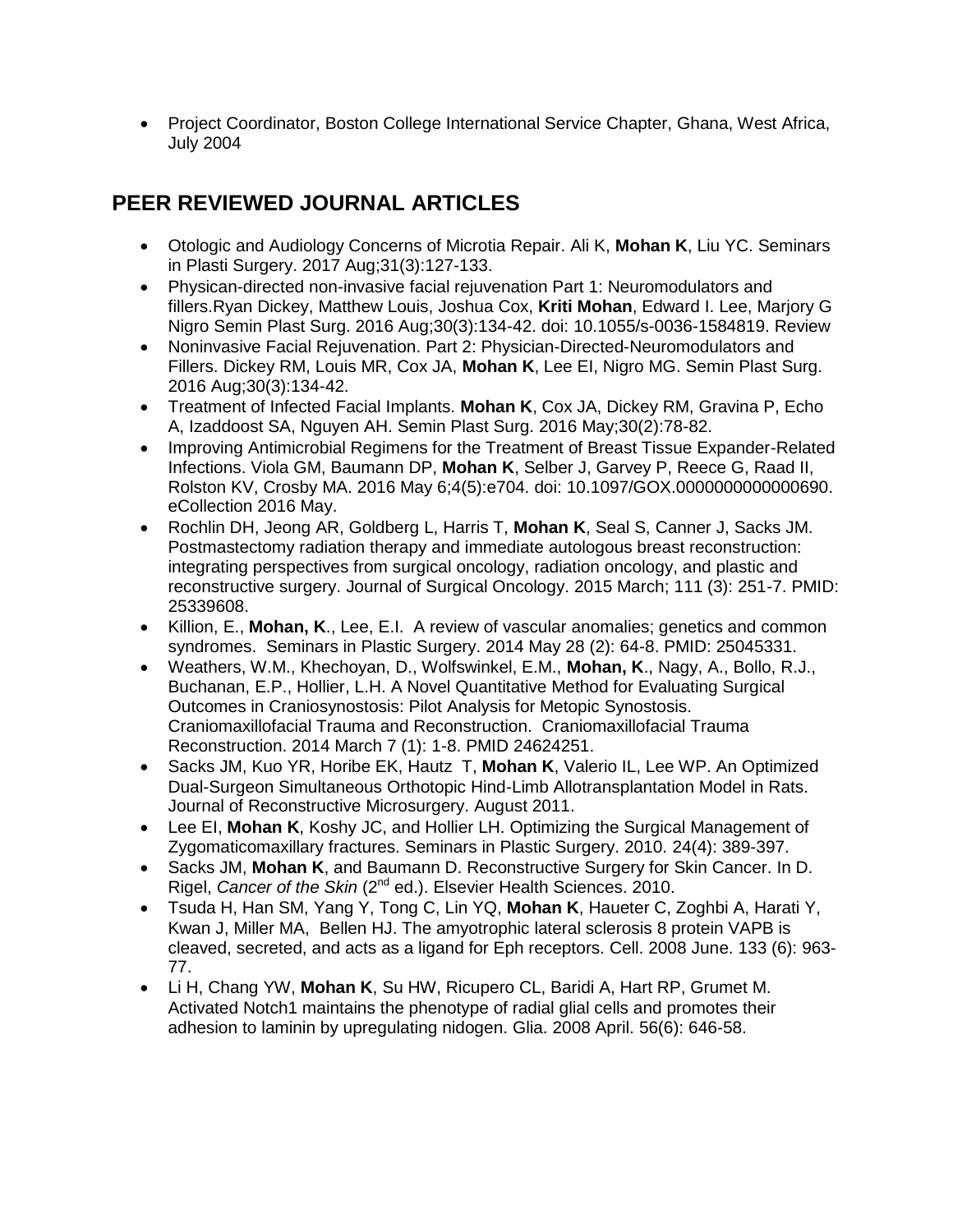- Project Coordinator, Boston College International Service Chapter, Ghana, West Africa, July 2004

## PEER REVIEWED JOURNAL ARTICLES

- Otologic and Audiology Concerns of Microtia Repair. Ali K, **Mohan K**, Liu YC. Seminars in Plasti Surgery. 2017 Aug;31(3):127-133.
- Physican-directed non-invasive facial rejuvenation Part 1: Neuromodulators and fillers.Ryan Dickey, Matthew Louis, Joshua Cox, **Kriti Mohan**, Edward I. Lee, Marjory G Nigro Semin Plast Surg. 2016 Aug;30(3):134-42. doi: 10.1055/s-0036-1584819. Review
- Noninvasive Facial Rejuvenation. Part 2: Physician-Directed-Neuromodulators and Fillers. Dickey RM, Louis MR, Cox JA, **Mohan K**, Lee EI, Nigro MG. Semin Plast Surg. 2016 Aug;30(3):134-42.
- Treatment of Infected Facial Implants. **Mohan K**, Cox JA, Dickey RM, Gravina P, Echo A, Izaddoost SA, Nguyen AH. Semin Plast Surg. 2016 May;30(2):78-82.
- Improving Antimicrobial Regimens for the Treatment of Breast Tissue Expander-Related Infections. Viola GM, Baumann DP, **Mohan K**, Selber J, Garvey P, Reece G, Raad II, Rolston KV, Crosby MA. 2016 May 6;4(5):e704. doi: 10.1097/GOX.0000000000000690. eCollection 2016 May.
- Rochlin DH, Jeong AR, Goldberg L, Harris T, **Mohan K**, Seal S, Canner J, Sacks JM. Postmastectomy radiation therapy and immediate autologous breast reconstruction: integrating perspectives from surgical oncology, radiation oncology, and plastic and reconstructive surgery. Journal of Surgical Oncology. 2015 March; 111 (3): 251-7. PMID: 25339608.
- Killion, E., **Mohan, K**., Lee, E.I. A review of vascular anomalies; genetics and common syndromes. Seminars in Plastic Surgery. 2014 May 28 (2): 64-8. PMID: 25045331.
- Weathers, W.M., Khechoyan, D., Wolfswinkel, E.M., **Mohan, K**., Nagy, A., Bollo, R.J., Buchanan, E.P., Hollier, L.H. A Novel Quantitative Method for Evaluating Surgical Outcomes in Craniosynostosis: Pilot Analysis for Metopic Synostosis. Craniomaxillofacial Trauma and Reconstruction. Craniomaxillofacial Trauma Reconstruction. 2014 March 7 (1): 1-8. PMID 24624251.
- Sacks JM, Kuo YR, Horibe EK, Hautz T, **Mohan K**, Valerio IL, Lee WP. An Optimized Dual-Surgeon Simultaneous Orthotopic Hind-Limb Allotransplantation Model in Rats. Journal of Reconstructive Microsurgery. August 2011.
- Lee EI, **Mohan K**, Koshy JC, and Hollier LH. Optimizing the Surgical Management of Zygomaticomaxillary fractures. Seminars in Plastic Surgery. 2010. 24(4): 389-397.
- Sacks JM, **Mohan K**, and Baumann D. Reconstructive Surgery for Skin Cancer. In D. Rigel, *Cancer of the Skin* (2nd ed.). Elsevier Health Sciences. 2010.
- Tsuda H, Han SM, Yang Y, Tong C, Lin YQ, **Mohan K**, Haueter C, Zoghbi A, Harati Y, Kwan J, Miller MA, Bellen HJ. The amyotrophic lateral sclerosis 8 protein VAPB is cleaved, secreted, and acts as a ligand for Eph receptors. Cell. 2008 June. 133 (6): 963-77.
- Li H, Chang YW, **Mohan K**, Su HW, Ricupero CL, Baridi A, Hart RP, Grumet M. Activated Notch1 maintains the phenotype of radial glial cells and promotes their adhesion to laminin by upregulating nidogen. Glia. 2008 April. 56(6): 646-58.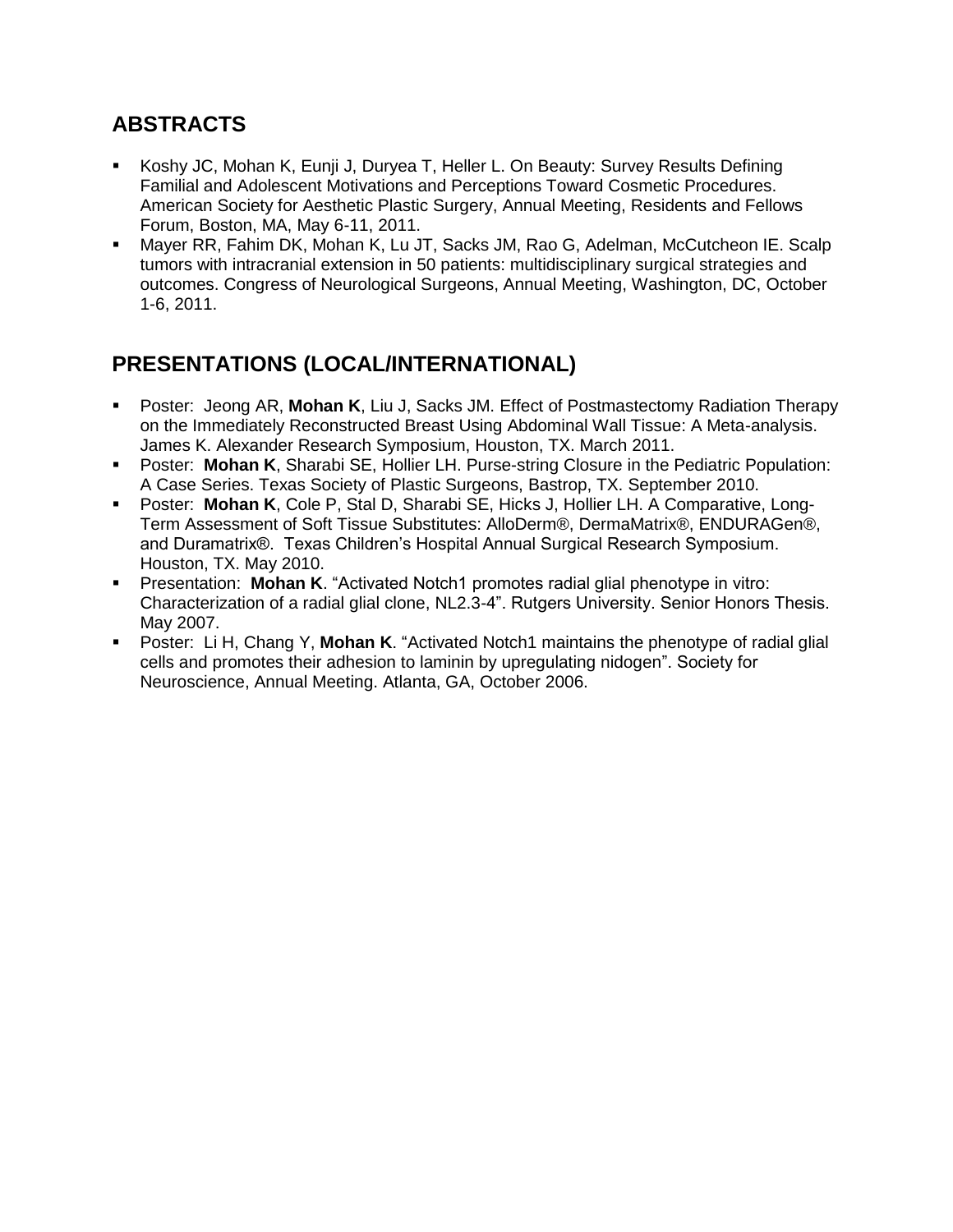## ABSTRACTS

- Koshy JC, Mohan K, Eunji J, Duryea T, Heller L. On Beauty: Survey Results Defining Familial and Adolescent Motivations and Perceptions Toward Cosmetic Procedures. American Society for Aesthetic Plastic Surgery, Annual Meeting, Residents and Fellows Forum, Boston, MA, May 6-11, 2011.
- Mayer RR, Fahim DK, Mohan K, Lu JT, Sacks JM, Rao G, Adelman, McCutcheon IE. Scalp tumors with intracranial extension in 50 patients: multidisciplinary surgical strategies and outcomes. Congress of Neurological Surgeons, Annual Meeting, Washington, DC, October 1-6, 2011.

## PRESENTATIONS (LOCAL/INTERNATIONAL)

- Poster: Jeong AR, **Mohan K**, Liu J, Sacks JM. Effect of Postmastectomy Radiation Therapy on the Immediately Reconstructed Breast Using Abdominal Wall Tissue: A Meta-analysis. James K. Alexander Research Symposium, Houston, TX. March 2011.
- Poster: **Mohan K**, Sharabi SE, Hollier LH. Purse-string Closure in the Pediatric Population: A Case Series. Texas Society of Plastic Surgeons, Bastrop, TX. September 2010.
- Poster: **Mohan K**, Cole P, Stal D, Sharabi SE, Hicks J, Hollier LH. A Comparative, Long-Term Assessment of Soft Tissue Substitutes: AlloDerm®, DermaMatrix®, ENDURAGen®, and Duramatrix®. Texas Children's Hospital Annual Surgical Research Symposium. Houston, TX. May 2010.
- Presentation: **Mohan K**. "Activated Notch1 promotes radial glial phenotype in vitro: Characterization of a radial glial clone, NL2.3-4". Rutgers University. Senior Honors Thesis. May 2007.
- Poster: Li H, Chang Y, **Mohan K**. "Activated Notch1 maintains the phenotype of radial glial cells and promotes their adhesion to laminin by upregulating nidogen". Society for Neuroscience, Annual Meeting. Atlanta, GA, October 2006.